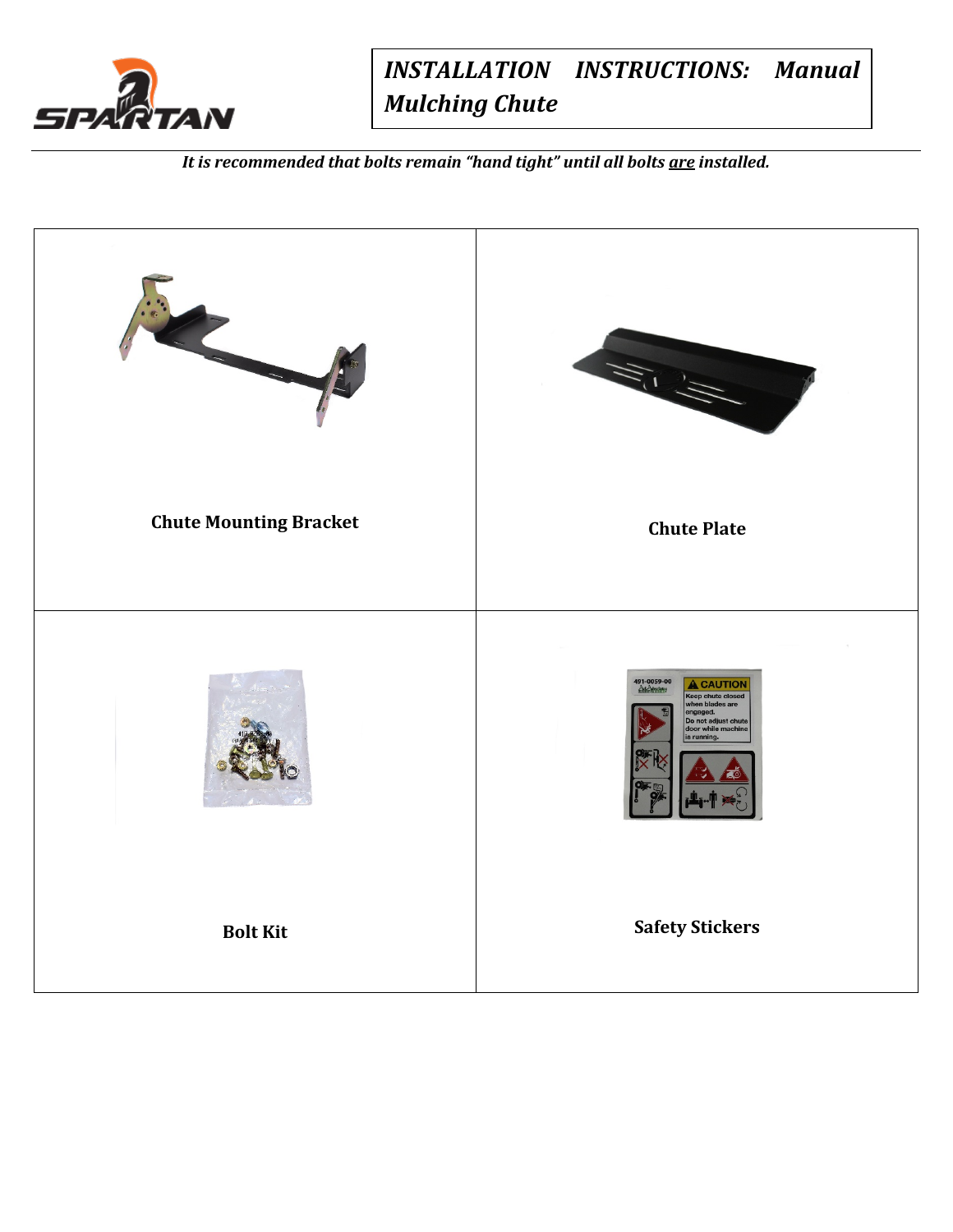# *INSTALLATION INSTRUCTIONS: Manual Mulching Chute*

***It is recommended that bolts remain "hand tight" until all bolts <u>are</u> installed.***

| | |
|---|---|
| **Chute Mounting Bracket** | **Chute Plate** |
| **Bolt Kit** | **Safety Stickers** |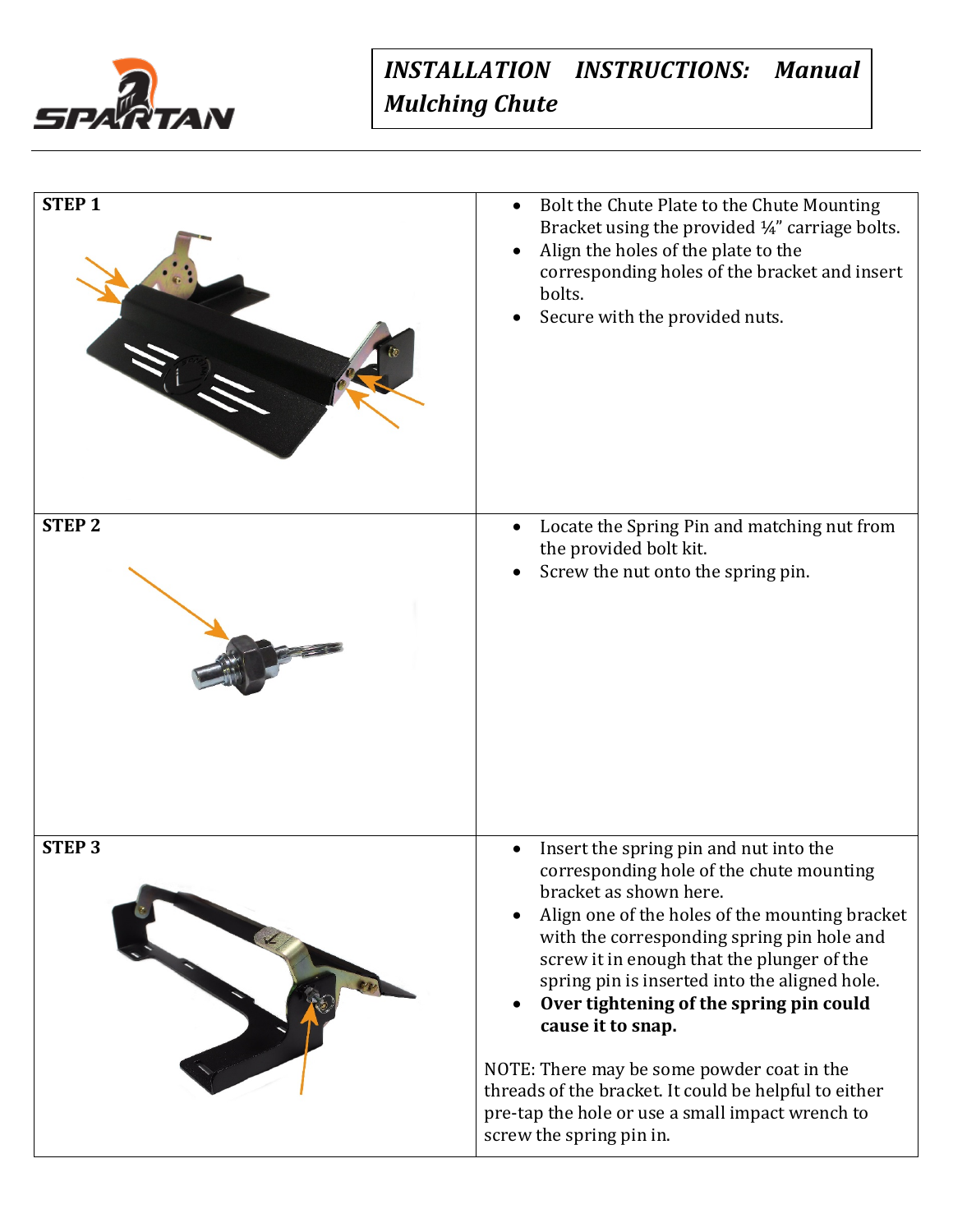# INSTALLATION INSTRUCTIONS: Manual Mulching Chute

| STEP | Instructions |
|---|---|
| **STEP 1** | • Bolt the Chute Plate to the Chute Mounting Bracket using the provided ¼" carriage bolts.<br>• Align the holes of the plate to the corresponding holes of the bracket and insert bolts.<br>• Secure with the provided nuts. |
| **STEP 2** | • Locate the Spring Pin and matching nut from the provided bolt kit.<br>• Screw the nut onto the spring pin. |
| **STEP 3** | • Insert the spring pin and nut into the corresponding hole of the chute mounting bracket as shown here.<br>• Align one of the holes of the mounting bracket with the corresponding spring pin hole and screw it in enough that the plunger of the spring pin is inserted into the aligned hole.<br>• **Over tightening of the spring pin could cause it to snap.**<br><br>NOTE: There may be some powder coat in the threads of the bracket. It could be helpful to either pre-tap the hole or use a small impact wrench to screw the spring pin in. |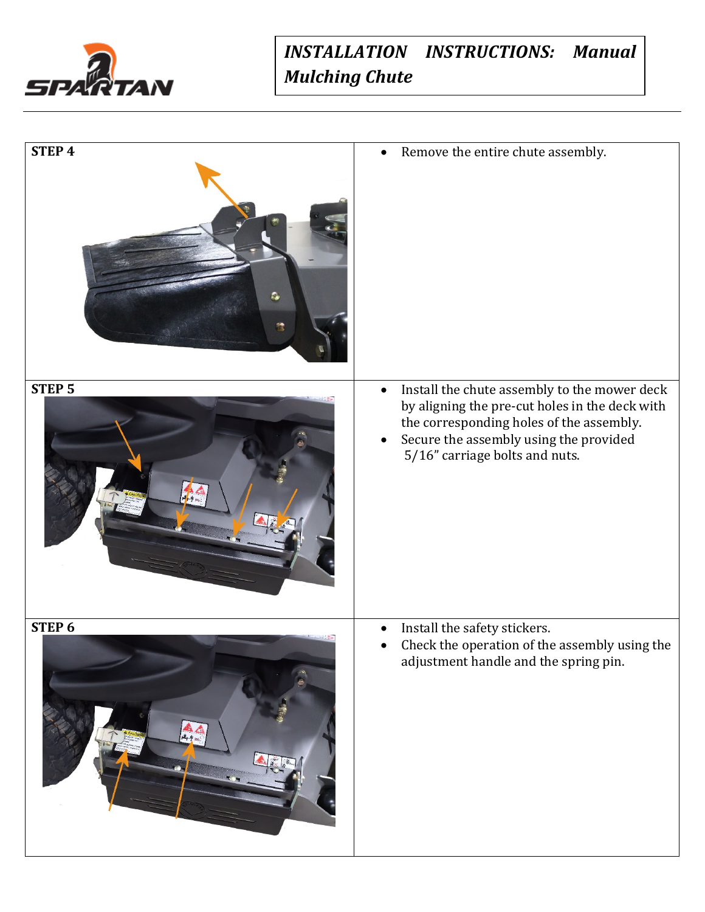**INSTALLATION INSTRUCTIONS: Manual Mulching Chute**

| | |
|---|---|
| **STEP 4** | • Remove the entire chute assembly. |
| **STEP 5** | • Install the chute assembly to the mower deck by aligning the pre-cut holes in the deck with the corresponding holes of the assembly.<br>• Secure the assembly using the provided 5/16" carriage bolts and nuts. |
| **STEP 6** | • Install the safety stickers.<br>• Check the operation of the assembly using the adjustment handle and the spring pin. |